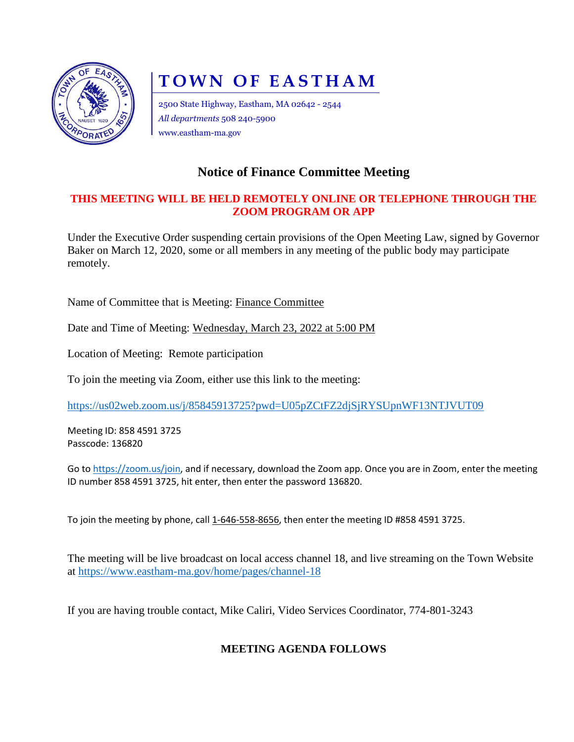# TOWN OF EASTHAM

2500 State Highway, Eastham, MA 02642 - 2544
*All departments* 508 240-5900
www.eastham-ma.gov

## Notice of Finance Committee Meeting

**THIS MEETING WILL BE HELD REMOTELY ONLINE OR TELEPHONE THROUGH THE ZOOM PROGRAM OR APP**

Under the Executive Order suspending certain provisions of the Open Meeting Law, signed by Governor Baker on March 12, 2020, some or all members in any meeting of the public body may participate remotely.

Name of Committee that is Meeting: Finance Committee

Date and Time of Meeting: Wednesday, March 23, 2022 at 5:00 PM

Location of Meeting: Remote participation

To join the meeting via Zoom, either use this link to the meeting:

https://us02web.zoom.us/j/85845913725?pwd=U05pZCtFZ2djSjRYSUpnWF13NTJVUT09

Meeting ID: 858 4591 3725
Passcode: 136820

Go to https://zoom.us/join, and if necessary, download the Zoom app. Once you are in Zoom, enter the meeting ID number 858 4591 3725, hit enter, then enter the password 136820.

To join the meeting by phone, call 1-646-558-8656, then enter the meeting ID #858 4591 3725.

The meeting will be live broadcast on local access channel 18, and live streaming on the Town Website at https://www.eastham-ma.gov/home/pages/channel-18

If you are having trouble contact, Mike Caliri, Video Services Coordinator, 774-801-3243

**MEETING AGENDA FOLLOWS**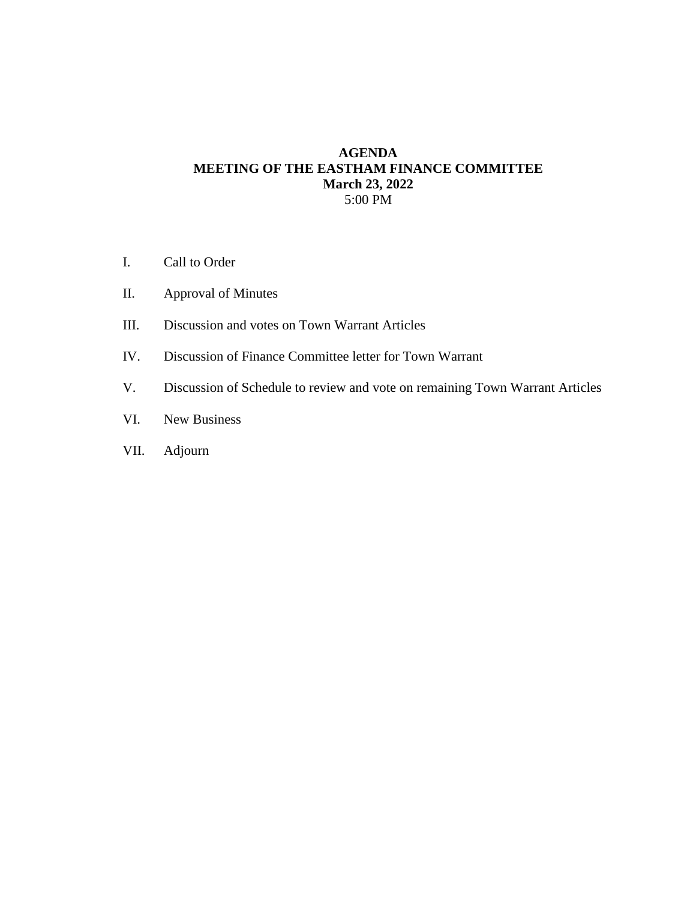**AGENDA**
**MEETING OF THE EASTHAM FINANCE COMMITTEE**
**March 23, 2022**
5:00 PM

I. Call to Order

II. Approval of Minutes

III. Discussion and votes on Town Warrant Articles

IV. Discussion of Finance Committee letter for Town Warrant

V. Discussion of Schedule to review and vote on remaining Town Warrant Articles

VI. New Business

VII. Adjourn